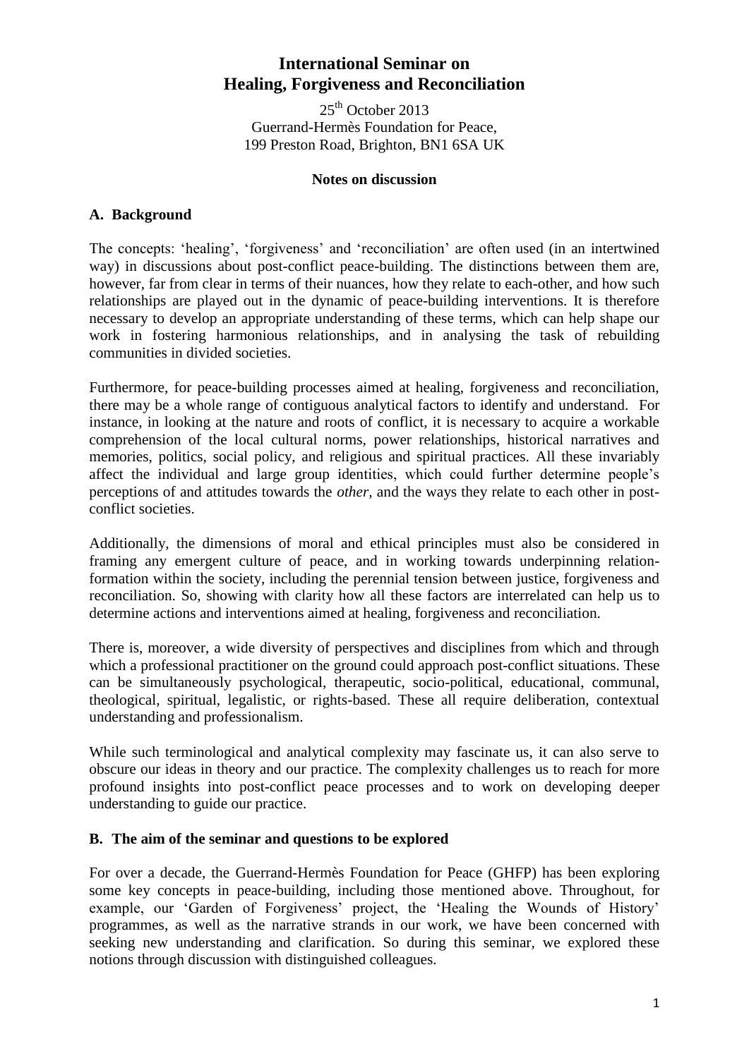# International Seminar on Healing, Forgiveness and Reconciliation

25th October 2013
Guerrand-Hermès Foundation for Peace,
199 Preston Road, Brighton, BN1 6SA UK

**Notes on discussion**

## A. Background

The concepts: 'healing', 'forgiveness' and 'reconciliation' are often used (in an intertwined way) in discussions about post-conflict peace-building. The distinctions between them are, however, far from clear in terms of their nuances, how they relate to each-other, and how such relationships are played out in the dynamic of peace-building interventions. It is therefore necessary to develop an appropriate understanding of these terms, which can help shape our work in fostering harmonious relationships, and in analysing the task of rebuilding communities in divided societies.

Furthermore, for peace-building processes aimed at healing, forgiveness and reconciliation, there may be a whole range of contiguous analytical factors to identify and understand. For instance, in looking at the nature and roots of conflict, it is necessary to acquire a workable comprehension of the local cultural norms, power relationships, historical narratives and memories, politics, social policy, and religious and spiritual practices. All these invariably affect the individual and large group identities, which could further determine people's perceptions of and attitudes towards the *other,* and the ways they relate to each other in post-conflict societies.

Additionally, the dimensions of moral and ethical principles must also be considered in framing any emergent culture of peace, and in working towards underpinning relation-formation within the society, including the perennial tension between justice, forgiveness and reconciliation. So, showing with clarity how all these factors are interrelated can help us to determine actions and interventions aimed at healing, forgiveness and reconciliation.

There is, moreover, a wide diversity of perspectives and disciplines from which and through which a professional practitioner on the ground could approach post-conflict situations. These can be simultaneously psychological, therapeutic, socio-political, educational, communal, theological, spiritual, legalistic, or rights-based. These all require deliberation, contextual understanding and professionalism.

While such terminological and analytical complexity may fascinate us, it can also serve to obscure our ideas in theory and our practice. The complexity challenges us to reach for more profound insights into post-conflict peace processes and to work on developing deeper understanding to guide our practice.

## B. The aim of the seminar and questions to be explored

For over a decade, the Guerrand-Hermès Foundation for Peace (GHFP) has been exploring some key concepts in peace-building, including those mentioned above. Throughout, for example, our 'Garden of Forgiveness' project, the 'Healing the Wounds of History' programmes, as well as the narrative strands in our work, we have been concerned with seeking new understanding and clarification. So during this seminar, we explored these notions through discussion with distinguished colleagues.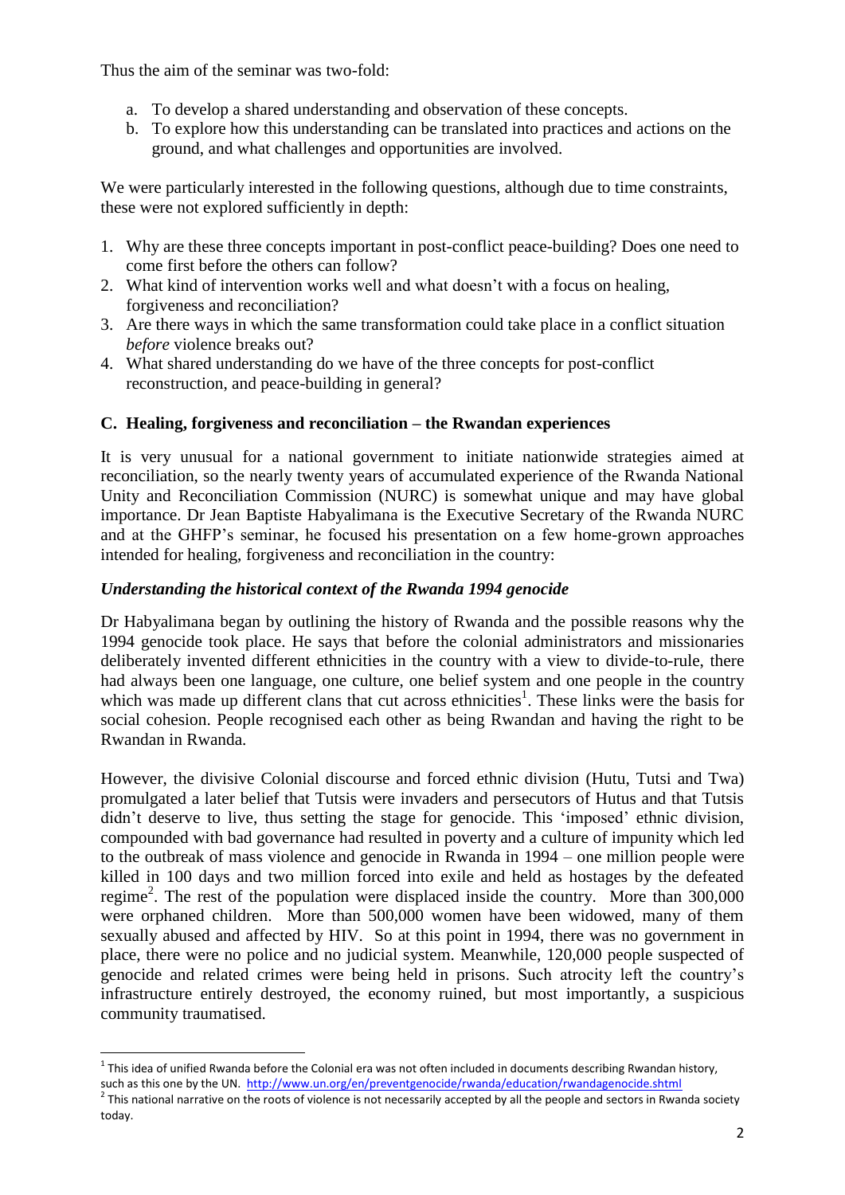Thus the aim of the seminar was two-fold:

a. To develop a shared understanding and observation of these concepts.
b. To explore how this understanding can be translated into practices and actions on the ground, and what challenges and opportunities are involved.

We were particularly interested in the following questions, although due to time constraints, these were not explored sufficiently in depth:

1. Why are these three concepts important in post-conflict peace-building? Does one need to come first before the others can follow?
2. What kind of intervention works well and what doesn't with a focus on healing, forgiveness and reconciliation?
3. Are there ways in which the same transformation could take place in a conflict situation *before* violence breaks out?
4. What shared understanding do we have of the three concepts for post-conflict reconstruction, and peace-building in general?

## C. Healing, forgiveness and reconciliation – the Rwandan experiences

It is very unusual for a national government to initiate nationwide strategies aimed at reconciliation, so the nearly twenty years of accumulated experience of the Rwanda National Unity and Reconciliation Commission (NURC) is somewhat unique and may have global importance. Dr Jean Baptiste Habyalimana is the Executive Secretary of the Rwanda NURC and at the GHFP's seminar, he focused his presentation on a few home-grown approaches intended for healing, forgiveness and reconciliation in the country:

### *Understanding the historical context of the Rwanda 1994 genocide*

Dr Habyalimana began by outlining the history of Rwanda and the possible reasons why the 1994 genocide took place. He says that before the colonial administrators and missionaries deliberately invented different ethnicities in the country with a view to divide-to-rule, there had always been one language, one culture, one belief system and one people in the country which was made up different clans that cut across ethnicities[1]. These links were the basis for social cohesion. People recognised each other as being Rwandan and having the right to be Rwandan in Rwanda.

However, the divisive Colonial discourse and forced ethnic division (Hutu, Tutsi and Twa) promulgated a later belief that Tutsis were invaders and persecutors of Hutus and that Tutsis didn't deserve to live, thus setting the stage for genocide. This 'imposed' ethnic division, compounded with bad governance had resulted in poverty and a culture of impunity which led to the outbreak of mass violence and genocide in Rwanda in 1994 – one million people were killed in 100 days and two million forced into exile and held as hostages by the defeated regime[2]. The rest of the population were displaced inside the country. More than 300,000 were orphaned children. More than 500,000 women have been widowed, many of them sexually abused and affected by HIV. So at this point in 1994, there was no government in place, there were no police and no judicial system. Meanwhile, 120,000 people suspected of genocide and related crimes were being held in prisons. Such atrocity left the country's infrastructure entirely destroyed, the economy ruined, but most importantly, a suspicious community traumatised.

---

[1] This idea of unified Rwanda before the Colonial era was not often included in documents describing Rwandan history, such as this one by the UN. http://www.un.org/en/preventgenocide/rwanda/education/rwandagenocide.shtml

[2] This national narrative on the roots of violence is not necessarily accepted by all the people and sectors in Rwanda society today.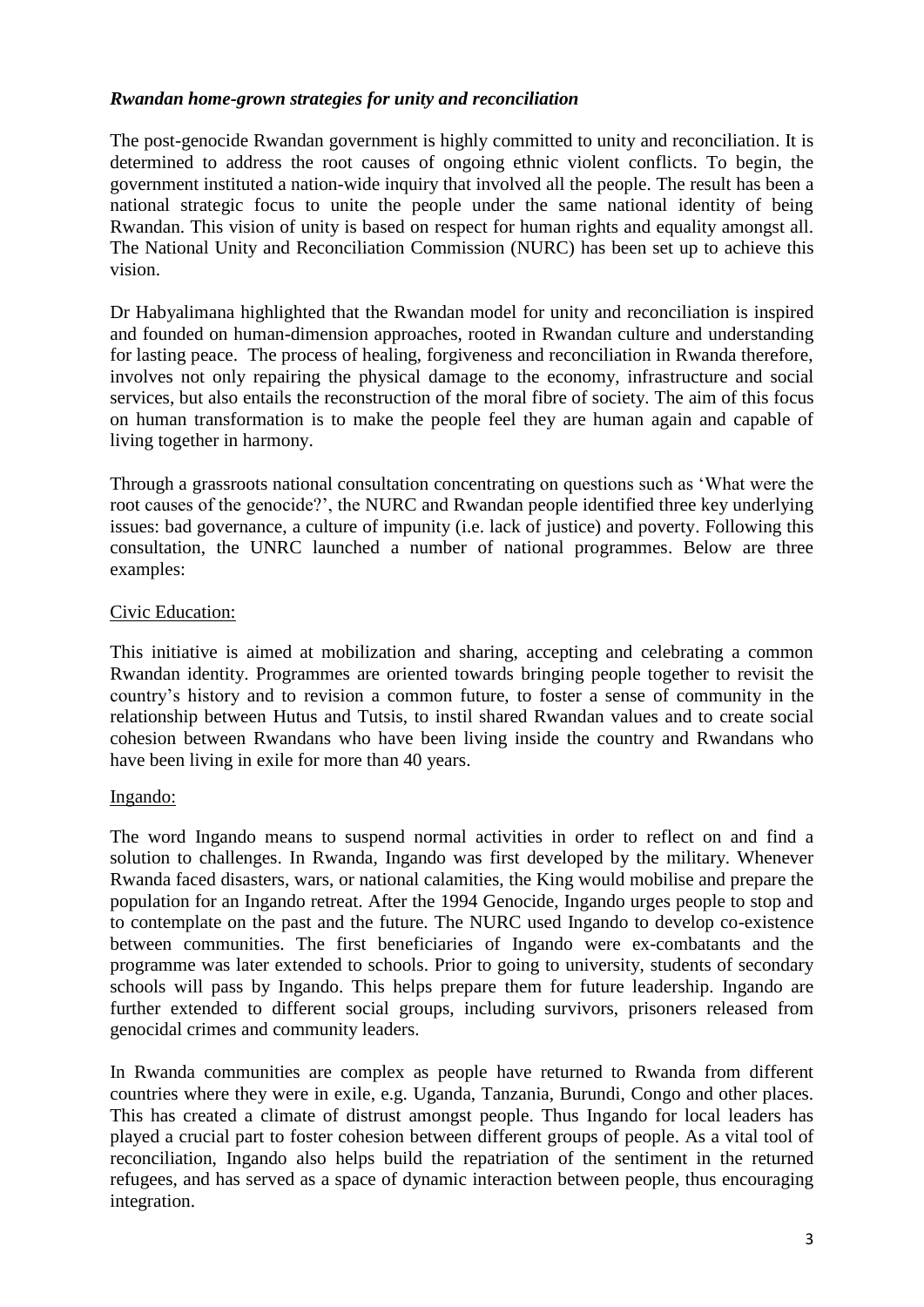### *Rwandan home-grown strategies for unity and reconciliation*

The post-genocide Rwandan government is highly committed to unity and reconciliation. It is determined to address the root causes of ongoing ethnic violent conflicts. To begin, the government instituted a nation-wide inquiry that involved all the people. The result has been a national strategic focus to unite the people under the same national identity of being Rwandan. This vision of unity is based on respect for human rights and equality amongst all. The National Unity and Reconciliation Commission (NURC) has been set up to achieve this vision.

Dr Habyalimana highlighted that the Rwandan model for unity and reconciliation is inspired and founded on human-dimension approaches, rooted in Rwandan culture and understanding for lasting peace. The process of healing, forgiveness and reconciliation in Rwanda therefore, involves not only repairing the physical damage to the economy, infrastructure and social services, but also entails the reconstruction of the moral fibre of society. The aim of this focus on human transformation is to make the people feel they are human again and capable of living together in harmony.

Through a grassroots national consultation concentrating on questions such as 'What were the root causes of the genocide?', the NURC and Rwandan people identified three key underlying issues: bad governance, a culture of impunity (i.e. lack of justice) and poverty. Following this consultation, the UNRC launched a number of national programmes. Below are three examples:

<u>Civic Education:</u>

This initiative is aimed at mobilization and sharing, accepting and celebrating a common Rwandan identity. Programmes are oriented towards bringing people together to revisit the country's history and to revision a common future, to foster a sense of community in the relationship between Hutus and Tutsis, to instil shared Rwandan values and to create social cohesion between Rwandans who have been living inside the country and Rwandans who have been living in exile for more than 40 years.

<u>Ingando:</u>

The word Ingando means to suspend normal activities in order to reflect on and find a solution to challenges. In Rwanda, Ingando was first developed by the military. Whenever Rwanda faced disasters, wars, or national calamities, the King would mobilise and prepare the population for an Ingando retreat. After the 1994 Genocide, Ingando urges people to stop and to contemplate on the past and the future. The NURC used Ingando to develop co-existence between communities. The first beneficiaries of Ingando were ex-combatants and the programme was later extended to schools. Prior to going to university, students of secondary schools will pass by Ingando. This helps prepare them for future leadership. Ingando are further extended to different social groups, including survivors, prisoners released from genocidal crimes and community leaders.

In Rwanda communities are complex as people have returned to Rwanda from different countries where they were in exile, e.g. Uganda, Tanzania, Burundi, Congo and other places. This has created a climate of distrust amongst people. Thus Ingando for local leaders has played a crucial part to foster cohesion between different groups of people. As a vital tool of reconciliation, Ingando also helps build the repatriation of the sentiment in the returned refugees, and has served as a space of dynamic interaction between people, thus encouraging integration.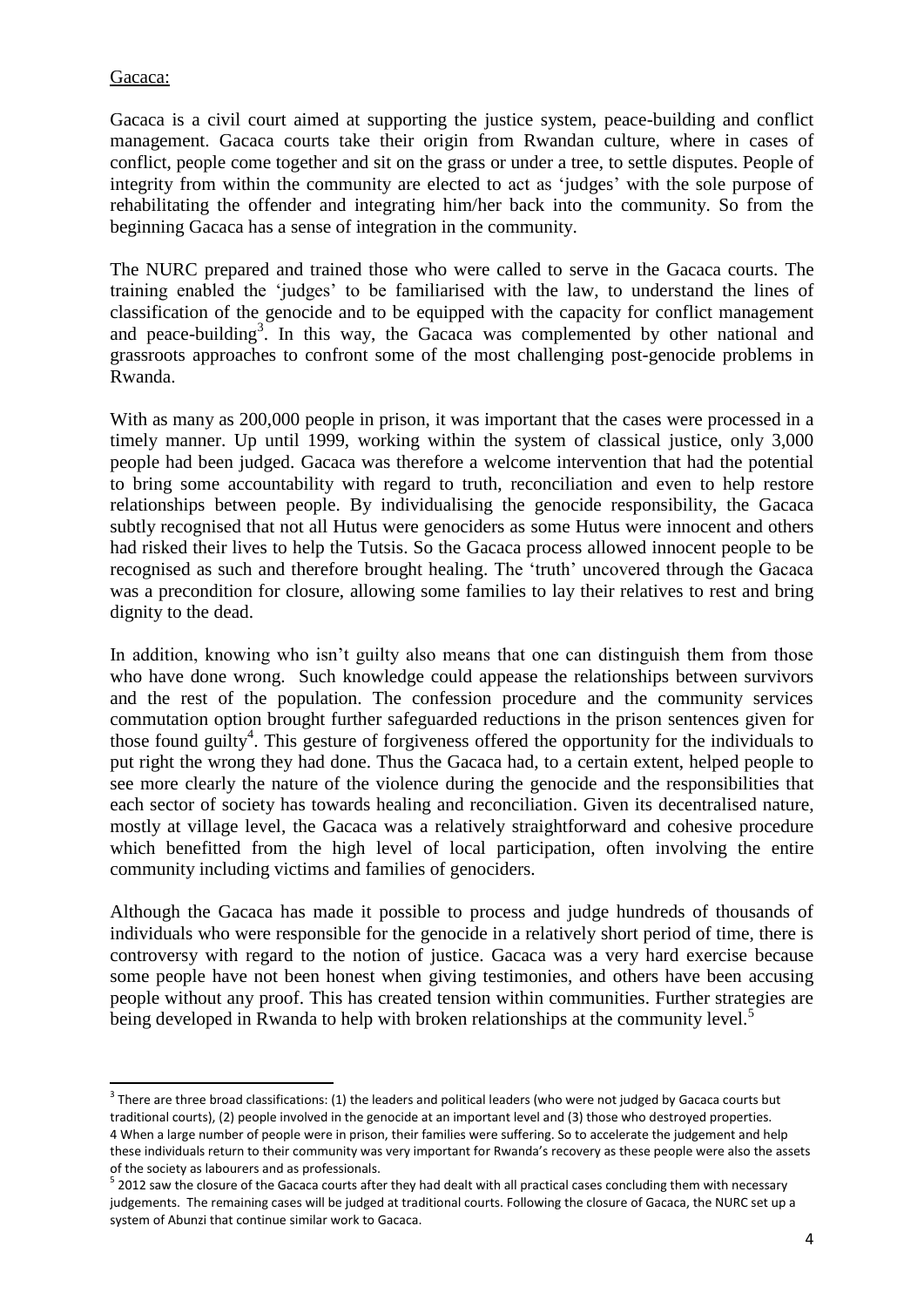Gacaca:

Gacaca is a civil court aimed at supporting the justice system, peace-building and conflict management. Gacaca courts take their origin from Rwandan culture, where in cases of conflict, people come together and sit on the grass or under a tree, to settle disputes. People of integrity from within the community are elected to act as 'judges' with the sole purpose of rehabilitating the offender and integrating him/her back into the community. So from the beginning Gacaca has a sense of integration in the community.

The NURC prepared and trained those who were called to serve in the Gacaca courts. The training enabled the 'judges' to be familiarised with the law, to understand the lines of classification of the genocide and to be equipped with the capacity for conflict management and peace-building[3]. In this way, the Gacaca was complemented by other national and grassroots approaches to confront some of the most challenging post-genocide problems in Rwanda.

With as many as 200,000 people in prison, it was important that the cases were processed in a timely manner. Up until 1999, working within the system of classical justice, only 3,000 people had been judged. Gacaca was therefore a welcome intervention that had the potential to bring some accountability with regard to truth, reconciliation and even to help restore relationships between people. By individualising the genocide responsibility, the Gacaca subtly recognised that not all Hutus were genociders as some Hutus were innocent and others had risked their lives to help the Tutsis. So the Gacaca process allowed innocent people to be recognised as such and therefore brought healing. The 'truth' uncovered through the Gacaca was a precondition for closure, allowing some families to lay their relatives to rest and bring dignity to the dead.

In addition, knowing who isn't guilty also means that one can distinguish them from those who have done wrong. Such knowledge could appease the relationships between survivors and the rest of the population. The confession procedure and the community services commutation option brought further safeguarded reductions in the prison sentences given for those found guilty[4]. This gesture of forgiveness offered the opportunity for the individuals to put right the wrong they had done. Thus the Gacaca had, to a certain extent, helped people to see more clearly the nature of the violence during the genocide and the responsibilities that each sector of society has towards healing and reconciliation. Given its decentralised nature, mostly at village level, the Gacaca was a relatively straightforward and cohesive procedure which benefitted from the high level of local participation, often involving the entire community including victims and families of genociders.

Although the Gacaca has made it possible to process and judge hundreds of thousands of individuals who were responsible for the genocide in a relatively short period of time, there is controversy with regard to the notion of justice. Gacaca was a very hard exercise because some people have not been honest when giving testimonies, and others have been accusing people without any proof. This has created tension within communities. Further strategies are being developed in Rwanda to help with broken relationships at the community level.[5]

---

[3] There are three broad classifications: (1) the leaders and political leaders (who were not judged by Gacaca courts but traditional courts), (2) people involved in the genocide at an important level and (3) those who destroyed properties.

4 When a large number of people were in prison, their families were suffering. So to accelerate the judgement and help these individuals return to their community was very important for Rwanda's recovery as these people were also the assets of the society as labourers and as professionals.

[5] 2012 saw the closure of the Gacaca courts after they had dealt with all practical cases concluding them with necessary judgements. The remaining cases will be judged at traditional courts. Following the closure of Gacaca, the NURC set up a system of Abunzi that continue similar work to Gacaca.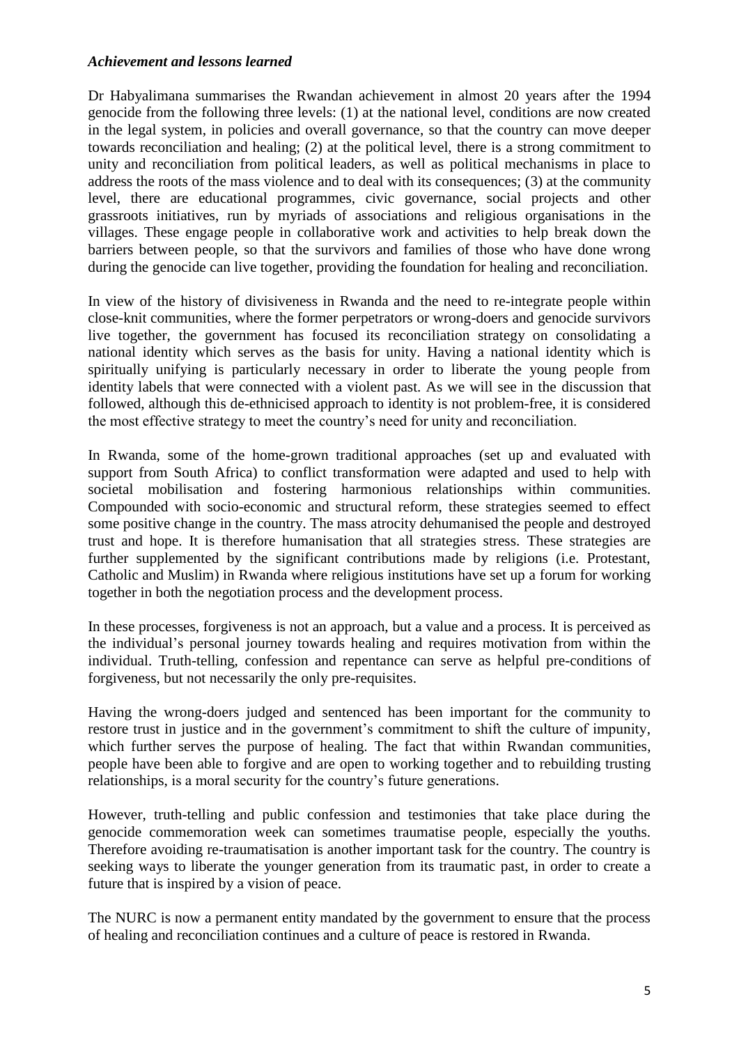### *Achievement and lessons learned*

Dr Habyalimana summarises the Rwandan achievement in almost 20 years after the 1994 genocide from the following three levels: (1) at the national level, conditions are now created in the legal system, in policies and overall governance, so that the country can move deeper towards reconciliation and healing; (2) at the political level, there is a strong commitment to unity and reconciliation from political leaders, as well as political mechanisms in place to address the roots of the mass violence and to deal with its consequences; (3) at the community level, there are educational programmes, civic governance, social projects and other grassroots initiatives, run by myriads of associations and religious organisations in the villages. These engage people in collaborative work and activities to help break down the barriers between people, so that the survivors and families of those who have done wrong during the genocide can live together, providing the foundation for healing and reconciliation.

In view of the history of divisiveness in Rwanda and the need to re-integrate people within close-knit communities, where the former perpetrators or wrong-doers and genocide survivors live together, the government has focused its reconciliation strategy on consolidating a national identity which serves as the basis for unity. Having a national identity which is spiritually unifying is particularly necessary in order to liberate the young people from identity labels that were connected with a violent past. As we will see in the discussion that followed, although this de-ethnicised approach to identity is not problem-free, it is considered the most effective strategy to meet the country's need for unity and reconciliation.

In Rwanda, some of the home-grown traditional approaches (set up and evaluated with support from South Africa) to conflict transformation were adapted and used to help with societal mobilisation and fostering harmonious relationships within communities. Compounded with socio-economic and structural reform, these strategies seemed to effect some positive change in the country. The mass atrocity dehumanised the people and destroyed trust and hope. It is therefore humanisation that all strategies stress. These strategies are further supplemented by the significant contributions made by religions (i.e. Protestant, Catholic and Muslim) in Rwanda where religious institutions have set up a forum for working together in both the negotiation process and the development process.

In these processes, forgiveness is not an approach, but a value and a process. It is perceived as the individual's personal journey towards healing and requires motivation from within the individual. Truth-telling, confession and repentance can serve as helpful pre-conditions of forgiveness, but not necessarily the only pre-requisites.

Having the wrong-doers judged and sentenced has been important for the community to restore trust in justice and in the government's commitment to shift the culture of impunity, which further serves the purpose of healing. The fact that within Rwandan communities, people have been able to forgive and are open to working together and to rebuilding trusting relationships, is a moral security for the country's future generations.

However, truth-telling and public confession and testimonies that take place during the genocide commemoration week can sometimes traumatise people, especially the youths. Therefore avoiding re-traumatisation is another important task for the country. The country is seeking ways to liberate the younger generation from its traumatic past, in order to create a future that is inspired by a vision of peace.

The NURC is now a permanent entity mandated by the government to ensure that the process of healing and reconciliation continues and a culture of peace is restored in Rwanda.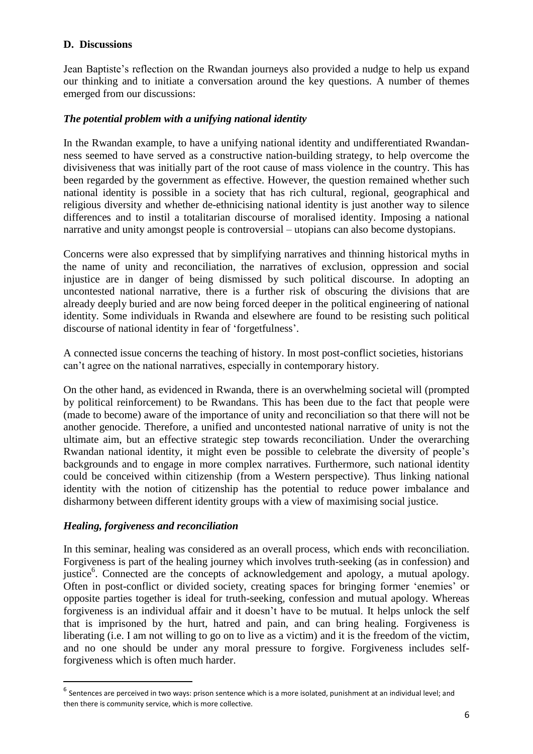### D. Discussions

Jean Baptiste's reflection on the Rwandan journeys also provided a nudge to help us expand our thinking and to initiate a conversation around the key questions. A number of themes emerged from our discussions:

#### *The potential problem with a unifying national identity*

In the Rwandan example, to have a unifying national identity and undifferentiated Rwandan-ness seemed to have served as a constructive nation-building strategy, to help overcome the divisiveness that was initially part of the root cause of mass violence in the country. This has been regarded by the government as effective. However, the question remained whether such national identity is possible in a society that has rich cultural, regional, geographical and religious diversity and whether de-ethnicising national identity is just another way to silence differences and to instil a totalitarian discourse of moralised identity. Imposing a national narrative and unity amongst people is controversial – utopians can also become dystopians.

Concerns were also expressed that by simplifying narratives and thinning historical myths in the name of unity and reconciliation, the narratives of exclusion, oppression and social injustice are in danger of being dismissed by such political discourse. In adopting an uncontested national narrative, there is a further risk of obscuring the divisions that are already deeply buried and are now being forced deeper in the political engineering of national identity. Some individuals in Rwanda and elsewhere are found to be resisting such political discourse of national identity in fear of 'forgetfulness'.

A connected issue concerns the teaching of history. In most post-conflict societies, historians can't agree on the national narratives, especially in contemporary history.

On the other hand, as evidenced in Rwanda, there is an overwhelming societal will (prompted by political reinforcement) to be Rwandans. This has been due to the fact that people were (made to become) aware of the importance of unity and reconciliation so that there will not be another genocide. Therefore, a unified and uncontested national narrative of unity is not the ultimate aim, but an effective strategic step towards reconciliation. Under the overarching Rwandan national identity, it might even be possible to celebrate the diversity of people's backgrounds and to engage in more complex narratives. Furthermore, such national identity could be conceived within citizenship (from a Western perspective). Thus linking national identity with the notion of citizenship has the potential to reduce power imbalance and disharmony between different identity groups with a view of maximising social justice.

#### *Healing, forgiveness and reconciliation*

In this seminar, healing was considered as an overall process, which ends with reconciliation. Forgiveness is part of the healing journey which involves truth-seeking (as in confession) and justice[6]. Connected are the concepts of acknowledgement and apology, a mutual apology. Often in post-conflict or divided society, creating spaces for bringing former 'enemies' or opposite parties together is ideal for truth-seeking, confession and mutual apology. Whereas forgiveness is an individual affair and it doesn't have to be mutual. It helps unlock the self that is imprisoned by the hurt, hatred and pain, and can bring healing. Forgiveness is liberating (i.e. I am not willing to go on to live as a victim) and it is the freedom of the victim, and no one should be under any moral pressure to forgive. Forgiveness includes self-forgiveness which is often much harder.

---

[6] Sentences are perceived in two ways: prison sentence which is a more isolated, punishment at an individual level; and then there is community service, which is more collective.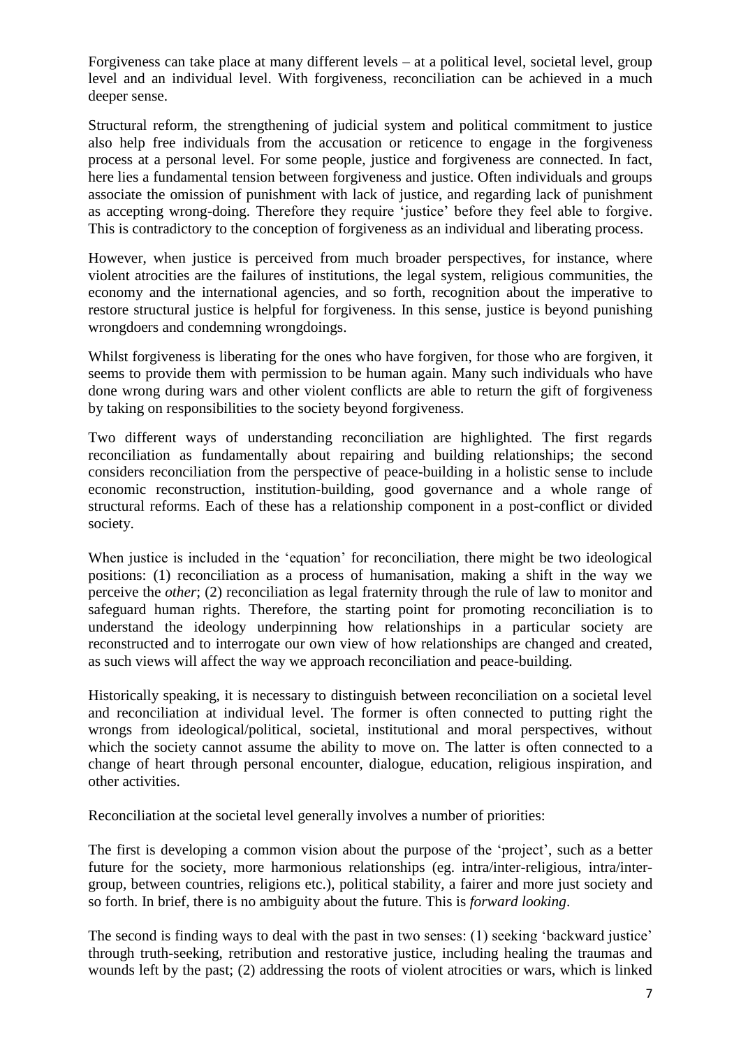Forgiveness can take place at many different levels – at a political level, societal level, group level and an individual level. With forgiveness, reconciliation can be achieved in a much deeper sense.

Structural reform, the strengthening of judicial system and political commitment to justice also help free individuals from the accusation or reticence to engage in the forgiveness process at a personal level. For some people, justice and forgiveness are connected. In fact, here lies a fundamental tension between forgiveness and justice. Often individuals and groups associate the omission of punishment with lack of justice, and regarding lack of punishment as accepting wrong-doing. Therefore they require 'justice' before they feel able to forgive. This is contradictory to the conception of forgiveness as an individual and liberating process.

However, when justice is perceived from much broader perspectives, for instance, where violent atrocities are the failures of institutions, the legal system, religious communities, the economy and the international agencies, and so forth, recognition about the imperative to restore structural justice is helpful for forgiveness. In this sense, justice is beyond punishing wrongdoers and condemning wrongdoings.

Whilst forgiveness is liberating for the ones who have forgiven, for those who are forgiven, it seems to provide them with permission to be human again. Many such individuals who have done wrong during wars and other violent conflicts are able to return the gift of forgiveness by taking on responsibilities to the society beyond forgiveness.

Two different ways of understanding reconciliation are highlighted. The first regards reconciliation as fundamentally about repairing and building relationships; the second considers reconciliation from the perspective of peace-building in a holistic sense to include economic reconstruction, institution-building, good governance and a whole range of structural reforms. Each of these has a relationship component in a post-conflict or divided society.

When justice is included in the 'equation' for reconciliation, there might be two ideological positions: (1) reconciliation as a process of humanisation, making a shift in the way we perceive the *other*; (2) reconciliation as legal fraternity through the rule of law to monitor and safeguard human rights. Therefore, the starting point for promoting reconciliation is to understand the ideology underpinning how relationships in a particular society are reconstructed and to interrogate our own view of how relationships are changed and created, as such views will affect the way we approach reconciliation and peace-building.

Historically speaking, it is necessary to distinguish between reconciliation on a societal level and reconciliation at individual level. The former is often connected to putting right the wrongs from ideological/political, societal, institutional and moral perspectives, without which the society cannot assume the ability to move on. The latter is often connected to a change of heart through personal encounter, dialogue, education, religious inspiration, and other activities.

Reconciliation at the societal level generally involves a number of priorities:

The first is developing a common vision about the purpose of the 'project', such as a better future for the society, more harmonious relationships (eg. intra/inter-religious, intra/inter-group, between countries, religions etc.), political stability, a fairer and more just society and so forth. In brief, there is no ambiguity about the future. This is *forward looking*.

The second is finding ways to deal with the past in two senses: (1) seeking 'backward justice' through truth-seeking, retribution and restorative justice, including healing the traumas and wounds left by the past; (2) addressing the roots of violent atrocities or wars, which is linked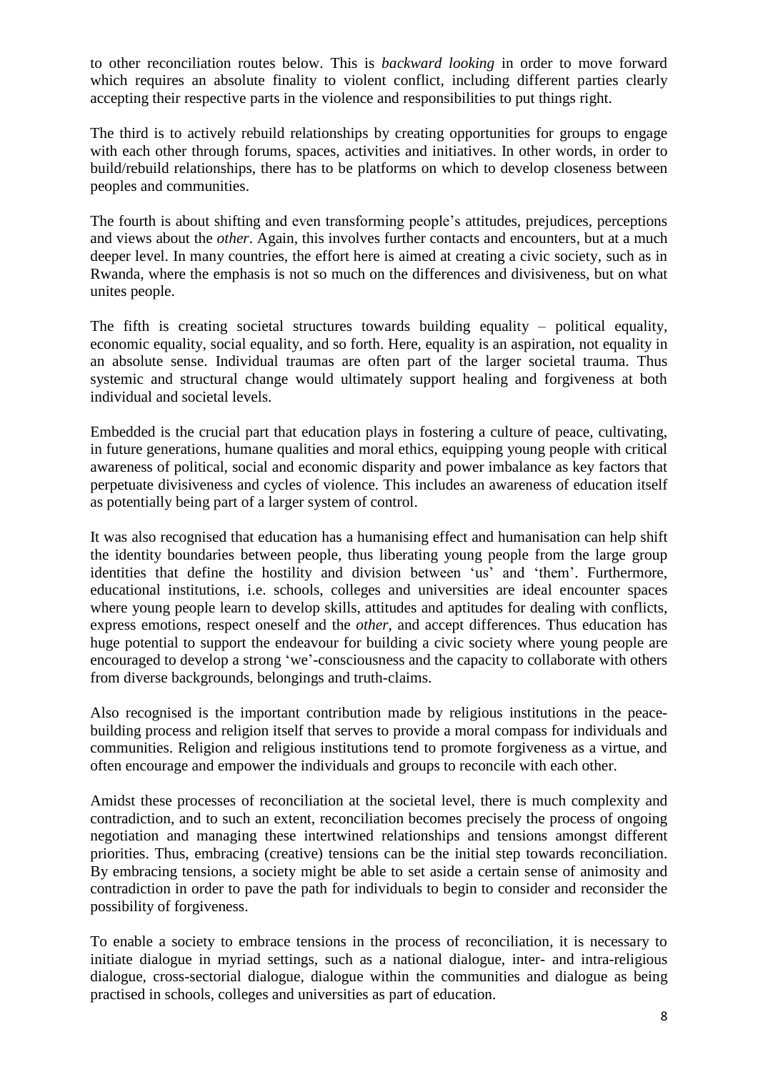to other reconciliation routes below. This is *backward looking* in order to move forward which requires an absolute finality to violent conflict, including different parties clearly accepting their respective parts in the violence and responsibilities to put things right.

The third is to actively rebuild relationships by creating opportunities for groups to engage with each other through forums, spaces, activities and initiatives. In other words, in order to build/rebuild relationships, there has to be platforms on which to develop closeness between peoples and communities.

The fourth is about shifting and even transforming people's attitudes, prejudices, perceptions and views about the *other*. Again, this involves further contacts and encounters, but at a much deeper level. In many countries, the effort here is aimed at creating a civic society, such as in Rwanda, where the emphasis is not so much on the differences and divisiveness, but on what unites people.

The fifth is creating societal structures towards building equality – political equality, economic equality, social equality, and so forth. Here, equality is an aspiration, not equality in an absolute sense. Individual traumas are often part of the larger societal trauma. Thus systemic and structural change would ultimately support healing and forgiveness at both individual and societal levels.

Embedded is the crucial part that education plays in fostering a culture of peace, cultivating, in future generations, humane qualities and moral ethics, equipping young people with critical awareness of political, social and economic disparity and power imbalance as key factors that perpetuate divisiveness and cycles of violence. This includes an awareness of education itself as potentially being part of a larger system of control.

It was also recognised that education has a humanising effect and humanisation can help shift the identity boundaries between people, thus liberating young people from the large group identities that define the hostility and division between 'us' and 'them'. Furthermore, educational institutions, i.e. schools, colleges and universities are ideal encounter spaces where young people learn to develop skills, attitudes and aptitudes for dealing with conflicts, express emotions, respect oneself and the *other*, and accept differences. Thus education has huge potential to support the endeavour for building a civic society where young people are encouraged to develop a strong 'we'-consciousness and the capacity to collaborate with others from diverse backgrounds, belongings and truth-claims.

Also recognised is the important contribution made by religious institutions in the peace-building process and religion itself that serves to provide a moral compass for individuals and communities. Religion and religious institutions tend to promote forgiveness as a virtue, and often encourage and empower the individuals and groups to reconcile with each other.

Amidst these processes of reconciliation at the societal level, there is much complexity and contradiction, and to such an extent, reconciliation becomes precisely the process of ongoing negotiation and managing these intertwined relationships and tensions amongst different priorities. Thus, embracing (creative) tensions can be the initial step towards reconciliation. By embracing tensions, a society might be able to set aside a certain sense of animosity and contradiction in order to pave the path for individuals to begin to consider and reconsider the possibility of forgiveness.

To enable a society to embrace tensions in the process of reconciliation, it is necessary to initiate dialogue in myriad settings, such as a national dialogue, inter- and intra-religious dialogue, cross-sectorial dialogue, dialogue within the communities and dialogue as being practised in schools, colleges and universities as part of education.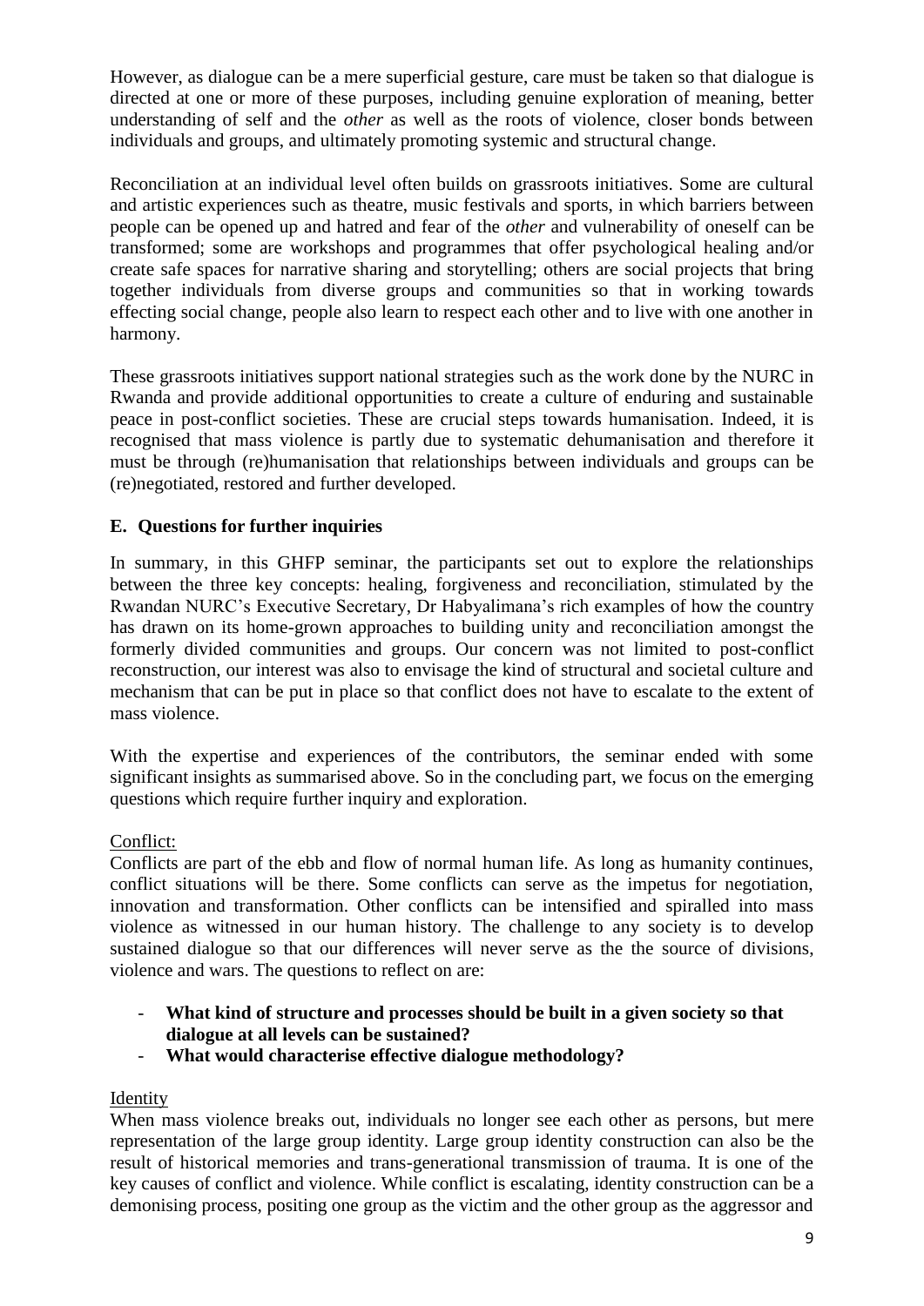However, as dialogue can be a mere superficial gesture, care must be taken so that dialogue is directed at one or more of these purposes, including genuine exploration of meaning, better understanding of self and the *other* as well as the roots of violence, closer bonds between individuals and groups, and ultimately promoting systemic and structural change.

Reconciliation at an individual level often builds on grassroots initiatives. Some are cultural and artistic experiences such as theatre, music festivals and sports, in which barriers between people can be opened up and hatred and fear of the *other* and vulnerability of oneself can be transformed; some are workshops and programmes that offer psychological healing and/or create safe spaces for narrative sharing and storytelling; others are social projects that bring together individuals from diverse groups and communities so that in working towards effecting social change, people also learn to respect each other and to live with one another in harmony.

These grassroots initiatives support national strategies such as the work done by the NURC in Rwanda and provide additional opportunities to create a culture of enduring and sustainable peace in post-conflict societies. These are crucial steps towards humanisation. Indeed, it is recognised that mass violence is partly due to systematic dehumanisation and therefore it must be through (re)humanisation that relationships between individuals and groups can be (re)negotiated, restored and further developed.

## E. Questions for further inquiries

In summary, in this GHFP seminar, the participants set out to explore the relationships between the three key concepts: healing, forgiveness and reconciliation, stimulated by the Rwandan NURC's Executive Secretary, Dr Habyalimana's rich examples of how the country has drawn on its home-grown approaches to building unity and reconciliation amongst the formerly divided communities and groups. Our concern was not limited to post-conflict reconstruction, our interest was also to envisage the kind of structural and societal culture and mechanism that can be put in place so that conflict does not have to escalate to the extent of mass violence.

With the expertise and experiences of the contributors, the seminar ended with some significant insights as summarised above. So in the concluding part, we focus on the emerging questions which require further inquiry and exploration.

Conflict:

Conflicts are part of the ebb and flow of normal human life. As long as humanity continues, conflict situations will be there. Some conflicts can serve as the impetus for negotiation, innovation and transformation. Other conflicts can be intensified and spiralled into mass violence as witnessed in our human history. The challenge to any society is to develop sustained dialogue so that our differences will never serve as the the source of divisions, violence and wars. The questions to reflect on are:

- **What kind of structure and processes should be built in a given society so that dialogue at all levels can be sustained?**
- **What would characterise effective dialogue methodology?**

Identity

When mass violence breaks out, individuals no longer see each other as persons, but mere representation of the large group identity. Large group identity construction can also be the result of historical memories and trans-generational transmission of trauma. It is one of the key causes of conflict and violence. While conflict is escalating, identity construction can be a demonising process, positing one group as the victim and the other group as the aggressor and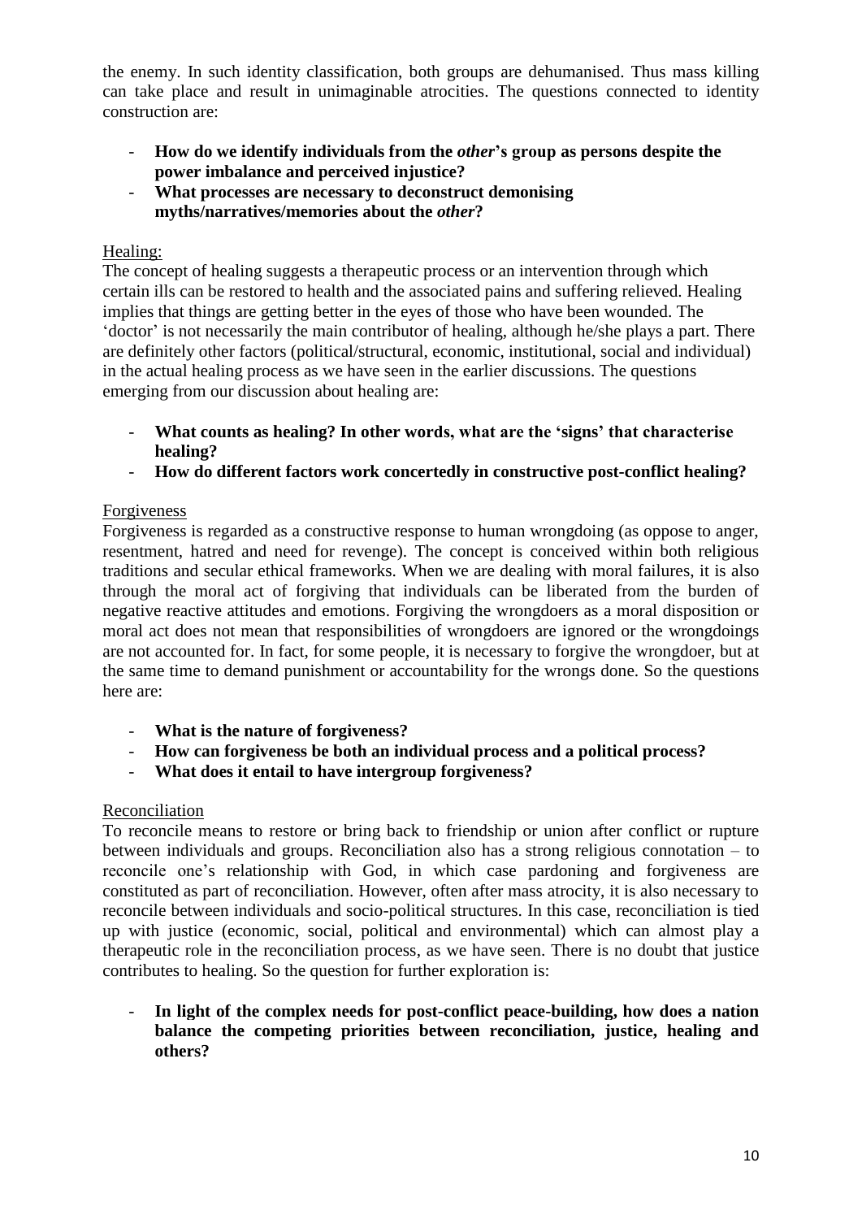the enemy. In such identity classification, both groups are dehumanised. Thus mass killing can take place and result in unimaginable atrocities. The questions connected to identity construction are:

- **How do we identify individuals from the *other*'s group as persons despite the power imbalance and perceived injustice?**
- **What processes are necessary to deconstruct demonising myths/narratives/memories about the *other*?**

<u>Healing:</u>

The concept of healing suggests a therapeutic process or an intervention through which certain ills can be restored to health and the associated pains and suffering relieved. Healing implies that things are getting better in the eyes of those who have been wounded. The 'doctor' is not necessarily the main contributor of healing, although he/she plays a part. There are definitely other factors (political/structural, economic, institutional, social and individual) in the actual healing process as we have seen in the earlier discussions. The questions emerging from our discussion about healing are:

- **What counts as healing? In other words, what are the 'signs' that characterise healing?**
- **How do different factors work concertedly in constructive post-conflict healing?**

<u>Forgiveness</u>

Forgiveness is regarded as a constructive response to human wrongdoing (as oppose to anger, resentment, hatred and need for revenge). The concept is conceived within both religious traditions and secular ethical frameworks. When we are dealing with moral failures, it is also through the moral act of forgiving that individuals can be liberated from the burden of negative reactive attitudes and emotions. Forgiving the wrongdoers as a moral disposition or moral act does not mean that responsibilities of wrongdoers are ignored or the wrongdoings are not accounted for. In fact, for some people, it is necessary to forgive the wrongdoer, but at the same time to demand punishment or accountability for the wrongs done. So the questions here are:

- **What is the nature of forgiveness?**
- **How can forgiveness be both an individual process and a political process?**
- **What does it entail to have intergroup forgiveness?**

<u>Reconciliation</u>

To reconcile means to restore or bring back to friendship or union after conflict or rupture between individuals and groups. Reconciliation also has a strong religious connotation – to reconcile one's relationship with God, in which case pardoning and forgiveness are constituted as part of reconciliation. However, often after mass atrocity, it is also necessary to reconcile between individuals and socio-political structures. In this case, reconciliation is tied up with justice (economic, social, political and environmental) which can almost play a therapeutic role in the reconciliation process, as we have seen. There is no doubt that justice contributes to healing. So the question for further exploration is:

- **In light of the complex needs for post-conflict peace-building, how does a nation balance the competing priorities between reconciliation, justice, healing and others?**